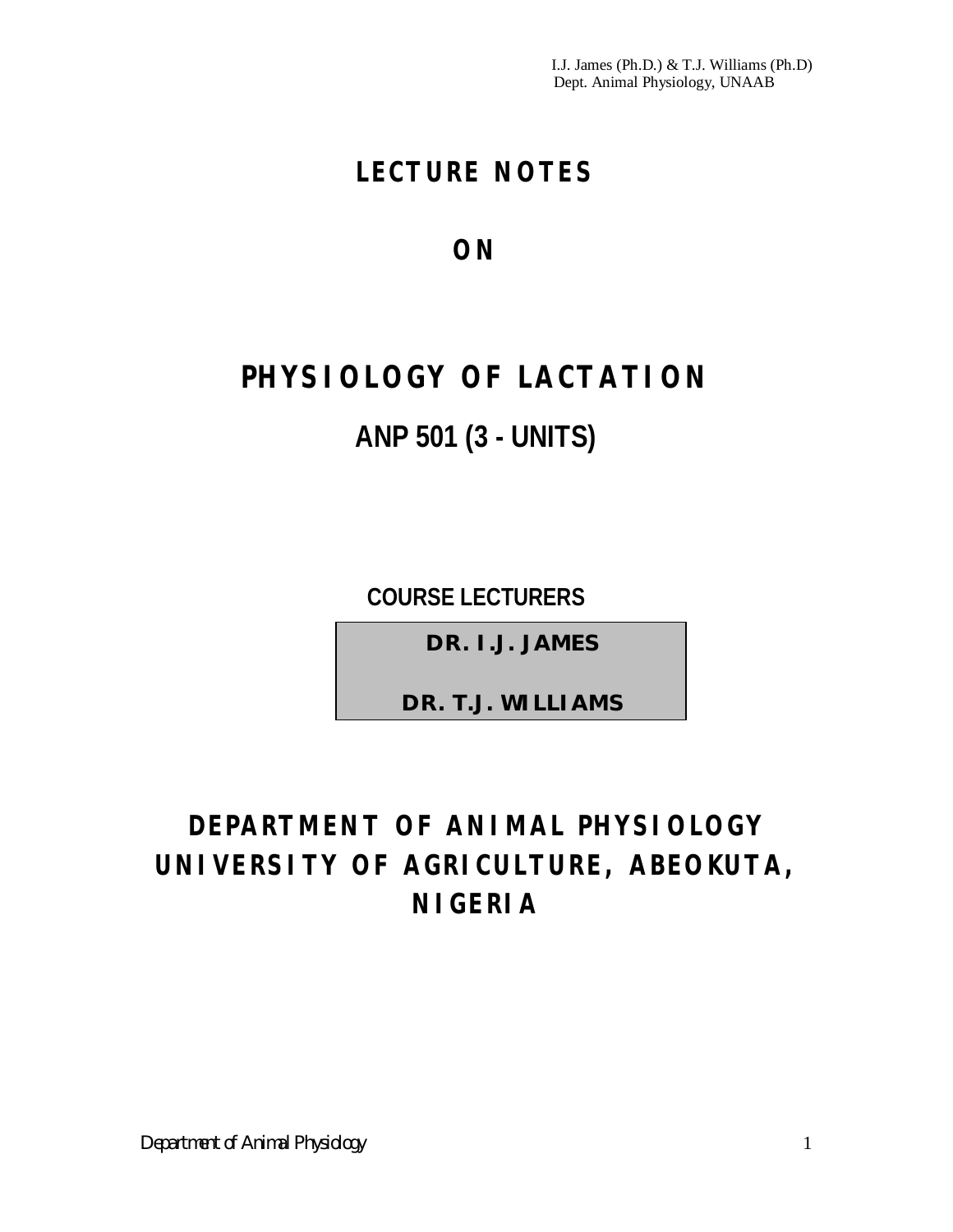# LECTURE NOTES

# ON

# PHYSIOLOGY OF LACTATION

## ANP 501 (3 - UNITS)

**COURSE LECTURERS**

**DR. I.J. JAMES**

**DR. T.J. WILLIAMS**

## DEPARTMENT OF ANIMAL PHYSIOLOGY
## UNIVERSITY OF AGRICULTURE, ABEOKUTA, NIGERIA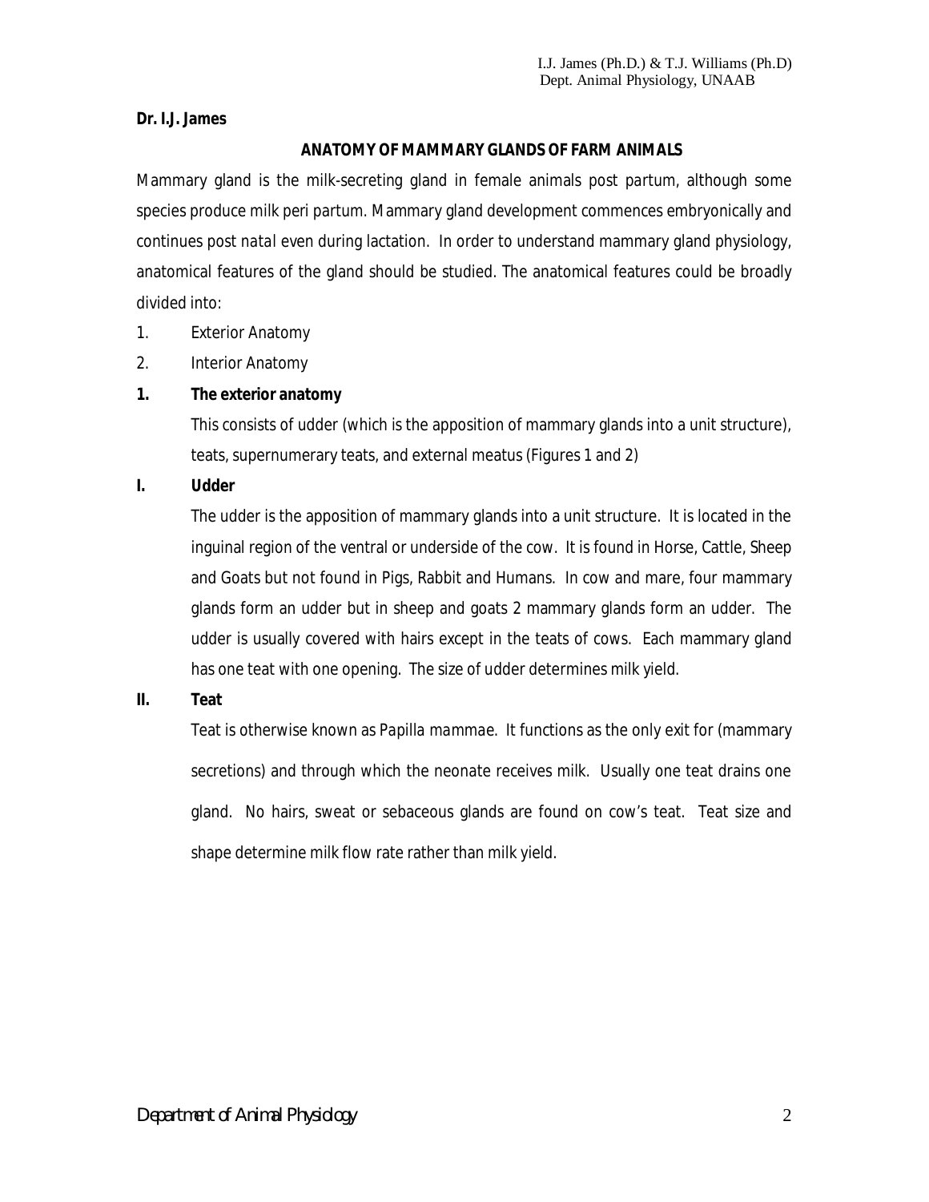**Dr. I.J. James**

## ANATOMY OF MAMMARY GLANDS OF FARM ANIMALS

Mammary gland is the milk-secreting gland in female animals post partum, although some species produce milk peri partum. Mammary gland development commences embryonically and continues post natal even during lactation. In order to understand mammary gland physiology, anatomical features of the gland should be studied. The anatomical features could be broadly divided into:

1. Exterior Anatomy
2. Interior Anatomy

### 1. The exterior anatomy

This consists of udder (which is the apposition of mammary glands into a unit structure), teats, supernumerary teats, and external meatus (Figures 1 and 2)

#### I. Udder

The udder is the apposition of mammary glands into a unit structure. It is located in the inguinal region of the ventral or underside of the cow. It is found in Horse, Cattle, Sheep and Goats but not found in Pigs, Rabbit and Humans. In cow and mare, four mammary glands form an udder but in sheep and goats 2 mammary glands form an udder. The udder is usually covered with hairs except in the teats of cows. Each mammary gland has one teat with one opening. The size of udder determines milk yield.

#### II. Teat

Teat is otherwise known as *Papilla mammae*. It functions as the only exit for (mammary secretions) and through which the neonate receives milk. Usually one teat drains one gland. No hairs, sweat or sebaceous glands are found on cow's teat. Teat size and shape determine milk flow rate rather than milk yield.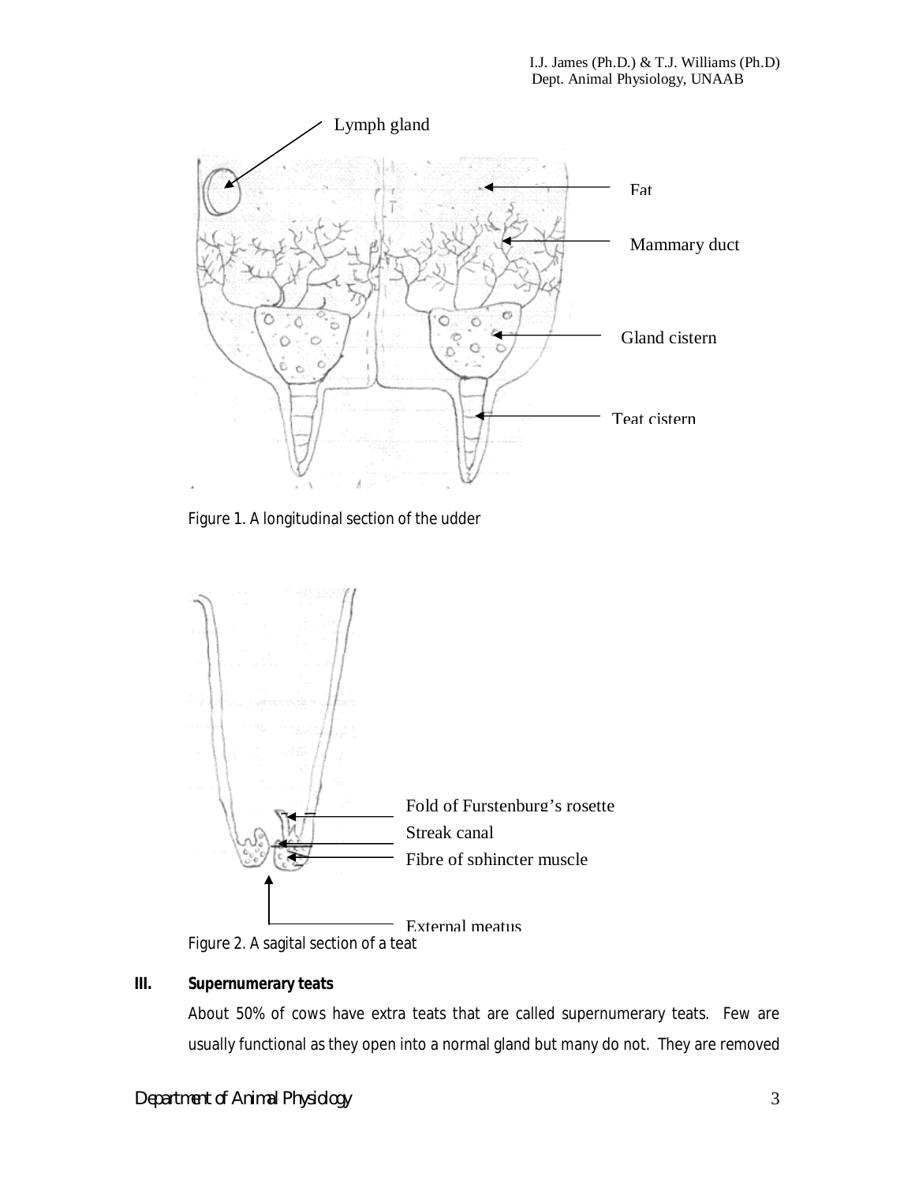Figure 1. A longitudinal section of the udder

Figure 2. A sagital section of a teat

**III. Supernumerary teats**

About 50% of cows have extra teats that are called supernumerary teats. Few are usually functional as they open into a normal gland but many do not. They are removed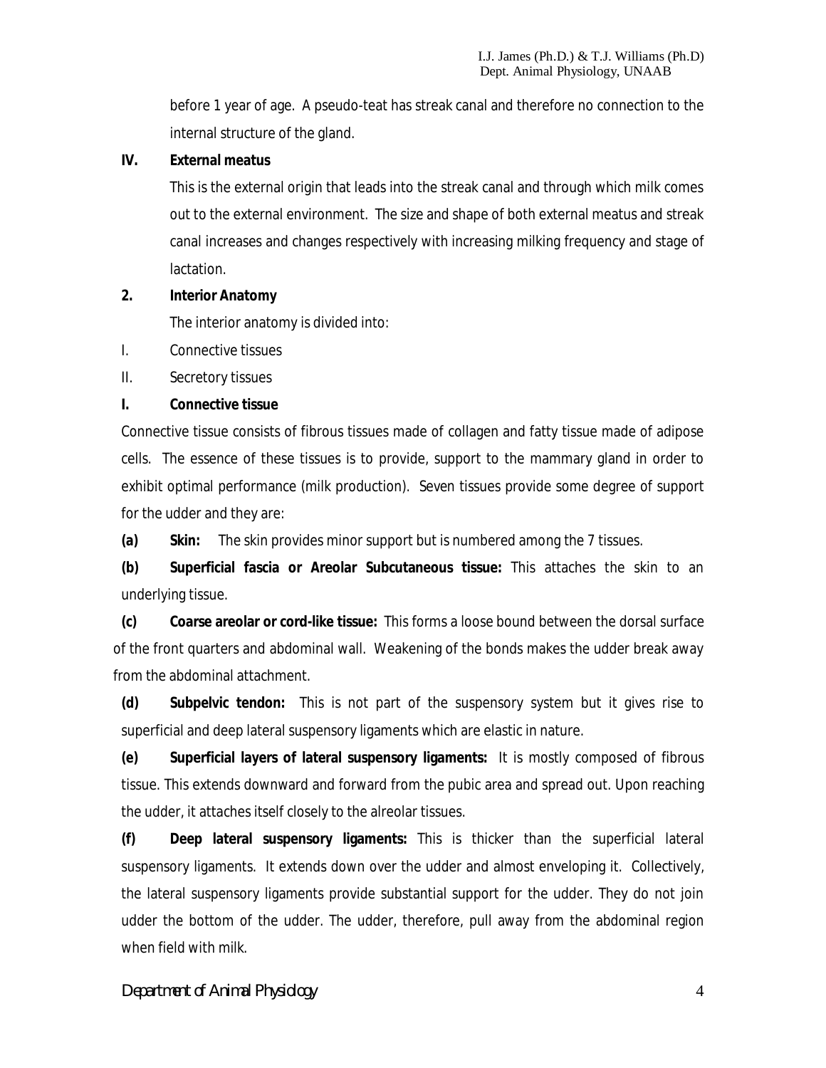before 1 year of age. A pseudo-teat has streak canal and therefore no connection to the internal structure of the gland.

**IV. External meatus**

This is the external origin that leads into the streak canal and through which milk comes out to the external environment. The size and shape of both external meatus and streak canal increases and changes respectively with increasing milking frequency and stage of lactation.

**2. Interior Anatomy**

The interior anatomy is divided into:

I. Connective tissues

II. Secretory tissues

**I. Connective tissue**

Connective tissue consists of fibrous tissues made of collagen and fatty tissue made of adipose cells. The essence of these tissues is to provide, support to the mammary gland in order to exhibit optimal performance (milk production). Seven tissues provide some degree of support for the udder and they are:

**(a) Skin:** The skin provides minor support but is numbered among the 7 tissues.

**(b) Superficial fascia or Areolar Subcutaneous tissue:** This attaches the skin to an underlying tissue.

**(c) Coarse areolar or cord-like tissue:** This forms a loose bound between the dorsal surface of the front quarters and abdominal wall. Weakening of the bonds makes the udder break away from the abdominal attachment.

**(d) Subpelvic tendon:** This is not part of the suspensory system but it gives rise to superficial and deep lateral suspensory ligaments which are elastic in nature.

**(e) Superficial layers of lateral suspensory ligaments:** It is mostly composed of fibrous tissue. This extends downward and forward from the pubic area and spread out. Upon reaching the udder, it attaches itself closely to the alreolar tissues.

**(f) Deep lateral suspensory ligaments:** This is thicker than the superficial lateral suspensory ligaments. It extends down over the udder and almost enveloping it. Collectively, the lateral suspensory ligaments provide substantial support for the udder. They do not join udder the bottom of the udder. The udder, therefore, pull away from the abdominal region when field with milk.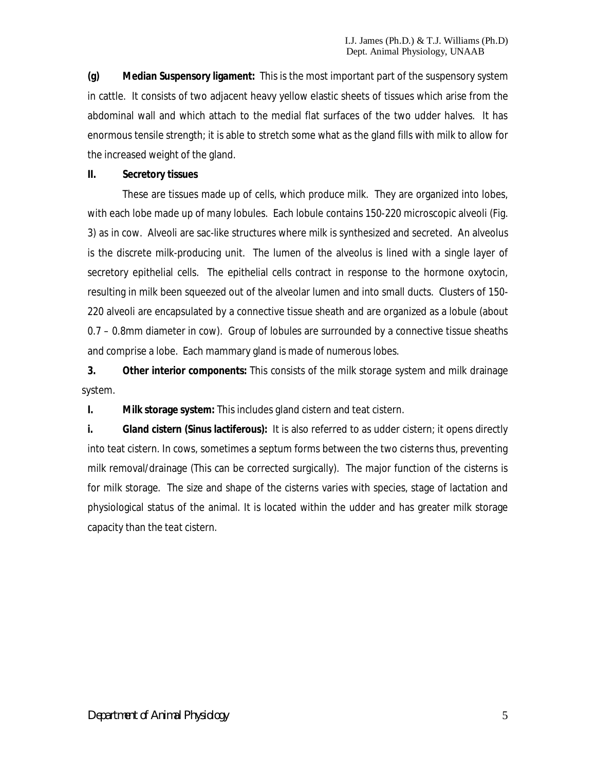**(g) Median Suspensory ligament:** This is the most important part of the suspensory system in cattle. It consists of two adjacent heavy yellow elastic sheets of tissues which arise from the abdominal wall and which attach to the medial flat surfaces of the two udder halves. It has enormous tensile strength; it is able to stretch some what as the gland fills with milk to allow for the increased weight of the gland.

**II. Secretory tissues**

These are tissues made up of cells, which produce milk. They are organized into lobes, with each lobe made up of many lobules. Each lobule contains 150-220 microscopic alveoli (Fig. 3) as in cow. Alveoli are sac-like structures where milk is synthesized and secreted. An alveolus is the discrete milk-producing unit. The lumen of the alveolus is lined with a single layer of secretory epithelial cells. The epithelial cells contract in response to the hormone oxytocin, resulting in milk been squeezed out of the alveolar lumen and into small ducts. Clusters of 150-220 alveoli are encapsulated by a connective tissue sheath and are organized as a lobule (about 0.7 – 0.8mm diameter in cow). Group of lobules are surrounded by a connective tissue sheaths and comprise a lobe. Each mammary gland is made of numerous lobes.

**3. Other interior components:** This consists of the milk storage system and milk drainage system.

**I. Milk storage system:** This includes gland cistern and teat cistern.

**i. Gland cistern (Sinus lactiferous):** It is also referred to as udder cistern; it opens directly into teat cistern. In cows, sometimes a septum forms between the two cisterns thus, preventing milk removal/drainage (This can be corrected surgically). The major function of the cisterns is for milk storage. The size and shape of the cisterns varies with species, stage of lactation and physiological status of the animal. It is located within the udder and has greater milk storage capacity than the teat cistern.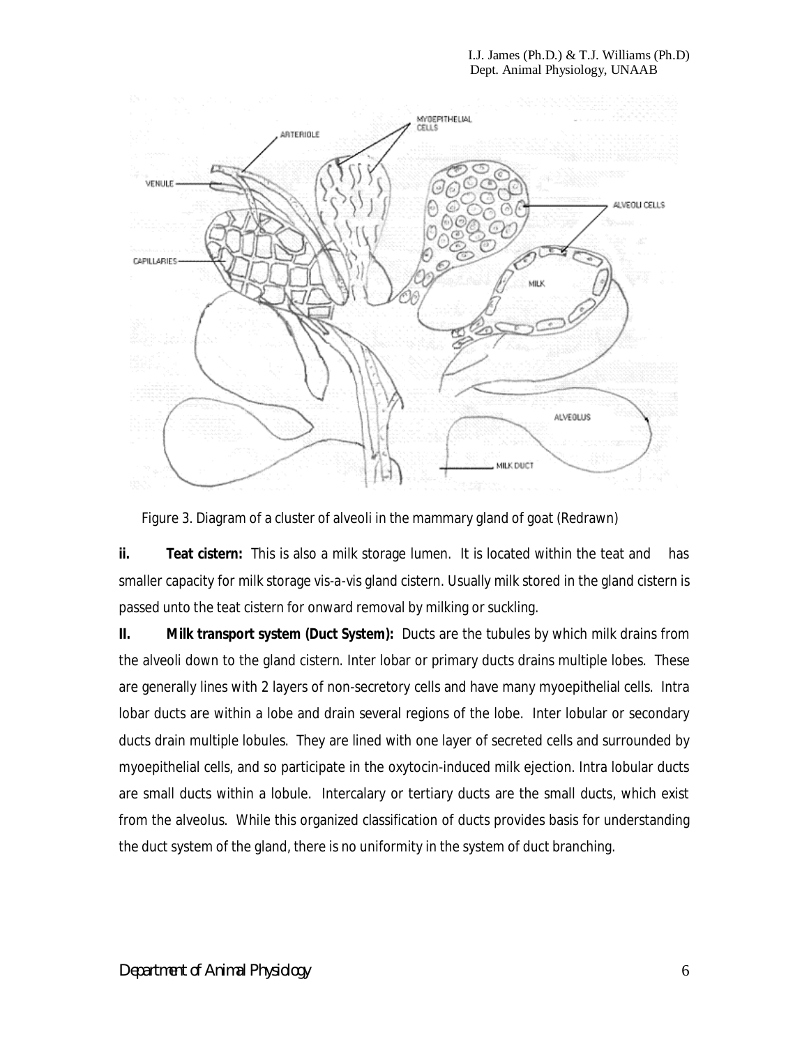Figure 3. Diagram of a cluster of alveoli in the mammary gland of goat (Redrawn)

**ii. Teat cistern:** This is also a milk storage lumen. It is located within the teat and has smaller capacity for milk storage vis-a-vis gland cistern. Usually milk stored in the gland cistern is passed unto the teat cistern for onward removal by milking or suckling.

**II. Milk transport system (Duct System):** Ducts are the tubules by which milk drains from the alveoli down to the gland cistern. Inter lobar or primary ducts drains multiple lobes. These are generally lines with 2 layers of non-secretory cells and have many myoepithelial cells. Intra lobar ducts are within a lobe and drain several regions of the lobe. Inter lobular or secondary ducts drain multiple lobules. They are lined with one layer of secreted cells and surrounded by myoepithelial cells, and so participate in the oxytocin-induced milk ejection. Intra lobular ducts are small ducts within a lobule. Intercalary or tertiary ducts are the small ducts, which exist from the alveolus. While this organized classification of ducts provides basis for understanding the duct system of the gland, there is no uniformity in the system of duct branching.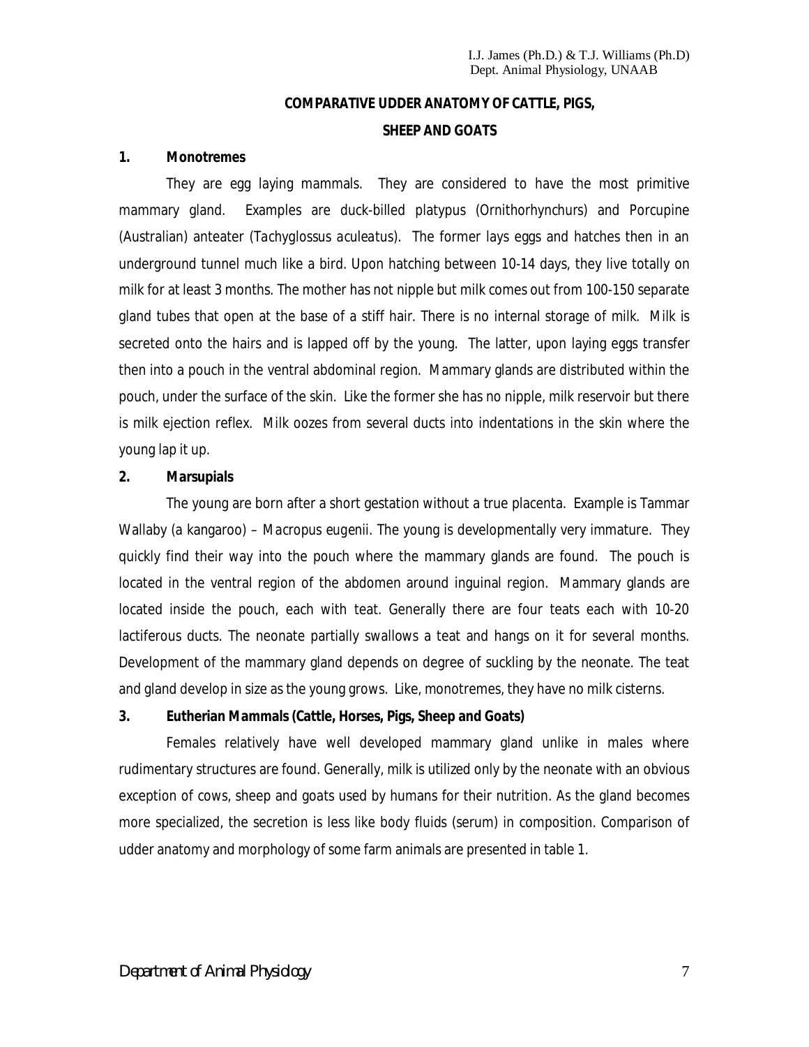## COMPARATIVE UDDER ANATOMY OF CATTLE, PIGS, SHEEP AND GOATS

### 1. Monotremes

They are egg laying mammals. They are considered to have the most primitive mammary gland. Examples are duck-billed platypus (Ornithorhynchurs) and Porcupine (Australian) anteater (*Tachyglossus aculeatus*). The former lays eggs and hatches then in an underground tunnel much like a bird. Upon hatching between 10-14 days, they live totally on milk for at least 3 months. The mother has not nipple but milk comes out from 100-150 separate gland tubes that open at the base of a stiff hair. There is no internal storage of milk. Milk is secreted onto the hairs and is lapped off by the young. The latter, upon laying eggs transfer then into a pouch in the ventral abdominal region. Mammary glands are distributed within the pouch, under the surface of the skin. Like the former she has no nipple, milk reservoir but there is milk ejection reflex. Milk oozes from several ducts into indentations in the skin where the young lap it up.

### 2. Marsupials

The young are born after a short gestation without a true placenta. Example is Tammar Wallaby (a kangaroo) – *Macropus eugenii*. The young is developmentally very immature. They quickly find their way into the pouch where the mammary glands are found. The pouch is located in the ventral region of the abdomen around inguinal region. Mammary glands are located inside the pouch, each with teat. Generally there are four teats each with 10-20 lactiferous ducts. The neonate partially swallows a teat and hangs on it for several months. Development of the mammary gland depends on degree of suckling by the neonate. The teat and gland develop in size as the young grows. Like, monotremes, they have no milk cisterns.

### 3. Eutherian Mammals (Cattle, Horses, Pigs, Sheep and Goats)

Females relatively have well developed mammary gland unlike in males where rudimentary structures are found. Generally, milk is utilized only by the neonate with an obvious exception of cows, sheep and goats used by humans for their nutrition. As the gland becomes more specialized, the secretion is less like body fluids (serum) in composition. Comparison of udder anatomy and morphology of some farm animals are presented in table 1.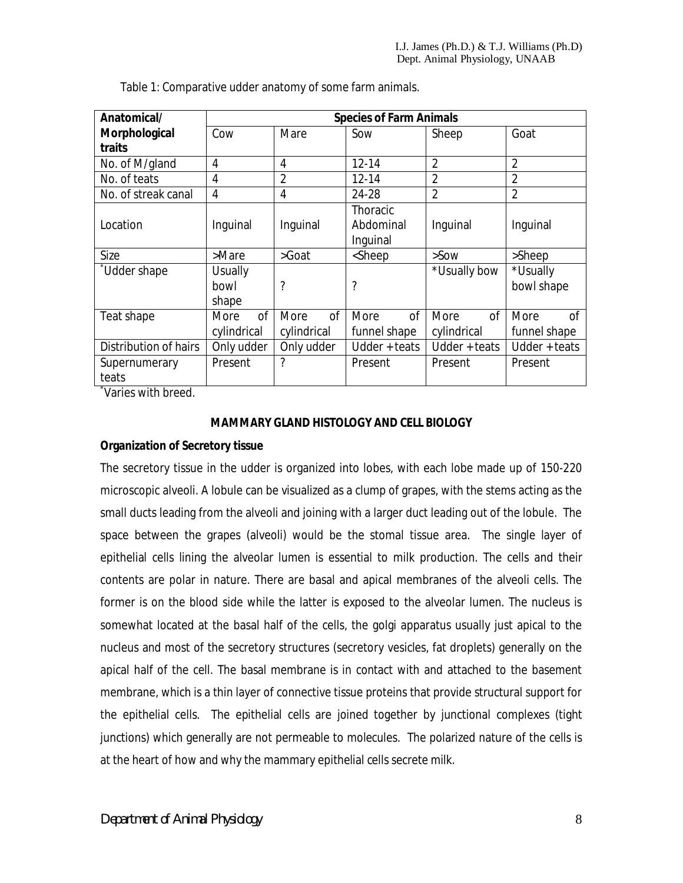Table 1: Comparative udder anatomy of some farm animals.

| Anatomical/ Morphological traits | Species of Farm Animals | | | | |
|---|---|---|---|---|---|
| | Cow | Mare | Sow | Sheep | Goat |
| No. of M/gland | 4 | 4 | 12-14 | 2 | 2 |
| No. of teats | 4 | 2 | 12-14 | 2 | 2 |
| No. of streak canal | 4 | 4 | 24-28 | 2 | 2 |
| Location | Inguinal | Inguinal | Thoracic Abdominal Inguinal | Inguinal | Inguinal |
| Size | >Mare | >Goat | <Sheep | >Sow | >Sheep |
| *Udder shape | Usually bowl shape | ? | ? | *Usually bow | *Usually bowl shape |
| Teat shape | More of cylindrical | More of cylindrical | More of funnel shape | More of cylindrical | More of funnel shape |
| Distribution of hairs | Only udder | Only udder | Udder + teats | Udder + teats | Udder + teats |
| Supernumerary teats | Present | ? | Present | Present | Present |

*Varies with breed.

## MAMMARY GLAND HISTOLOGY AND CELL BIOLOGY

### Organization of Secretory tissue

The secretory tissue in the udder is organized into lobes, with each lobe made up of 150-220 microscopic alveoli. A lobule can be visualized as a clump of grapes, with the stems acting as the small ducts leading from the alveoli and joining with a larger duct leading out of the lobule. The space between the grapes (alveoli) would be the stomal tissue area. The single layer of epithelial cells lining the alveolar lumen is essential to milk production. The cells and their contents are polar in nature. There are basal and apical membranes of the alveoli cells. The former is on the blood side while the latter is exposed to the alveolar lumen. The nucleus is somewhat located at the basal half of the cells, the golgi apparatus usually just apical to the nucleus and most of the secretory structures (secretory vesicles, fat droplets) generally on the apical half of the cell. The basal membrane is in contact with and attached to the basement membrane, which is a thin layer of connective tissue proteins that provide structural support for the epithelial cells. The epithelial cells are joined together by junctional complexes (tight junctions) which generally are not permeable to molecules. The polarized nature of the cells is at the heart of how and why the mammary epithelial cells secrete milk.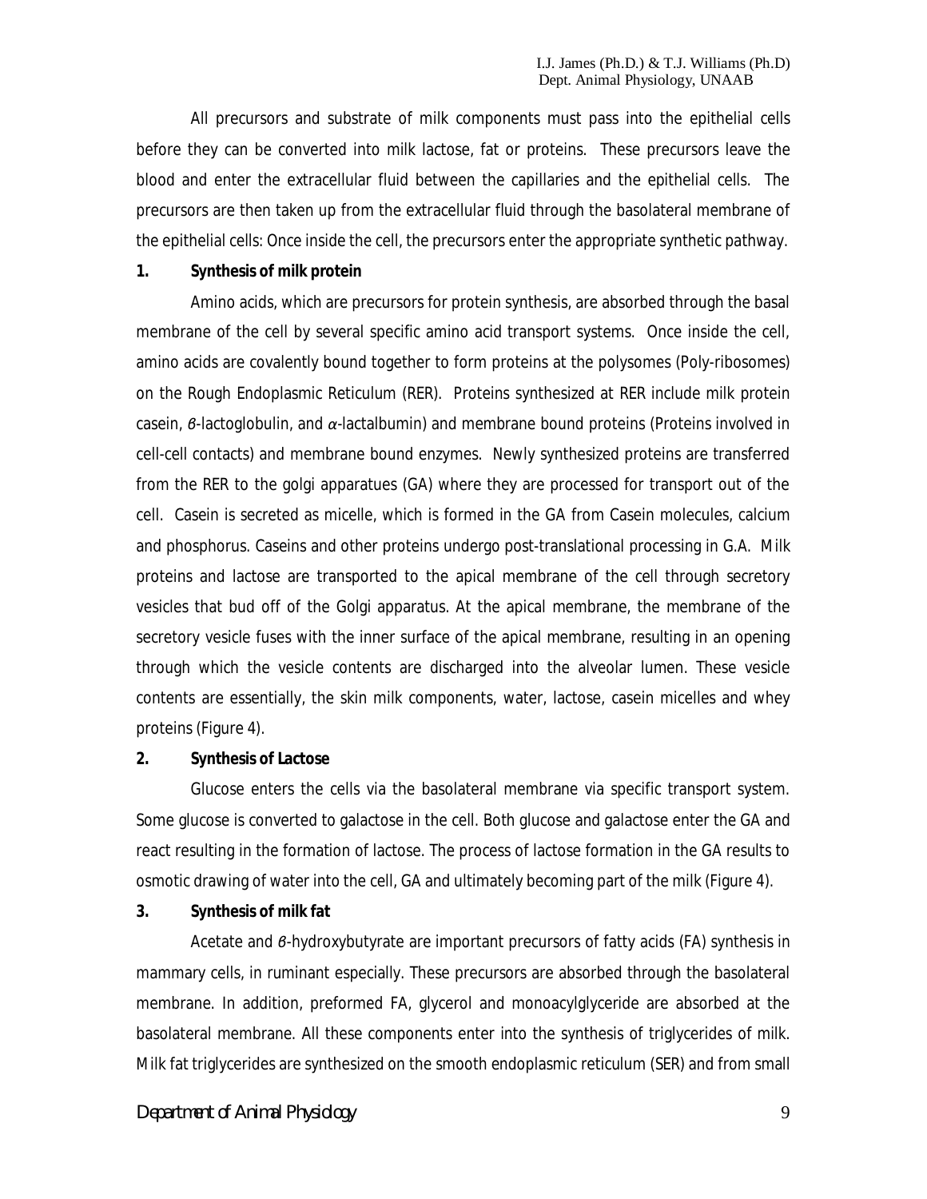All precursors and substrate of milk components must pass into the epithelial cells before they can be converted into milk lactose, fat or proteins. These precursors leave the blood and enter the extracellular fluid between the capillaries and the epithelial cells. The precursors are then taken up from the extracellular fluid through the basolateral membrane of the epithelial cells: Once inside the cell, the precursors enter the appropriate synthetic pathway.

**1. Synthesis of milk protein**

Amino acids, which are precursors for protein synthesis, are absorbed through the basal membrane of the cell by several specific amino acid transport systems. Once inside the cell, amino acids are covalently bound together to form proteins at the polysomes (Poly-ribosomes) on the Rough Endoplasmic Reticulum (RER). Proteins synthesized at RER include milk protein casein, $\beta$-lactoglobulin, and $\alpha$-lactalbumin) and membrane bound proteins (Proteins involved in cell-cell contacts) and membrane bound enzymes. Newly synthesized proteins are transferred from the RER to the golgi apparatues (GA) where they are processed for transport out of the cell. Casein is secreted as micelle, which is formed in the GA from Casein molecules, calcium and phosphorus. Caseins and other proteins undergo post-translational processing in G.A. Milk proteins and lactose are transported to the apical membrane of the cell through secretory vesicles that bud off of the Golgi apparatus. At the apical membrane, the membrane of the secretory vesicle fuses with the inner surface of the apical membrane, resulting in an opening through which the vesicle contents are discharged into the alveolar lumen. These vesicle contents are essentially, the skin milk components, water, lactose, casein micelles and whey proteins (Figure 4).

**2. Synthesis of Lactose**

Glucose enters the cells via the basolateral membrane via specific transport system. Some glucose is converted to galactose in the cell. Both glucose and galactose enter the GA and react resulting in the formation of lactose. The process of lactose formation in the GA results to osmotic drawing of water into the cell, GA and ultimately becoming part of the milk (Figure 4).

**3. Synthesis of milk fat**

Acetate and $\beta$-hydroxybutyrate are important precursors of fatty acids (FA) synthesis in mammary cells, in ruminant especially. These precursors are absorbed through the basolateral membrane. In addition, preformed FA, glycerol and monoacylglyceride are absorbed at the basolateral membrane. All these components enter into the synthesis of triglycerides of milk. Milk fat triglycerides are synthesized on the smooth endoplasmic reticulum (SER) and from small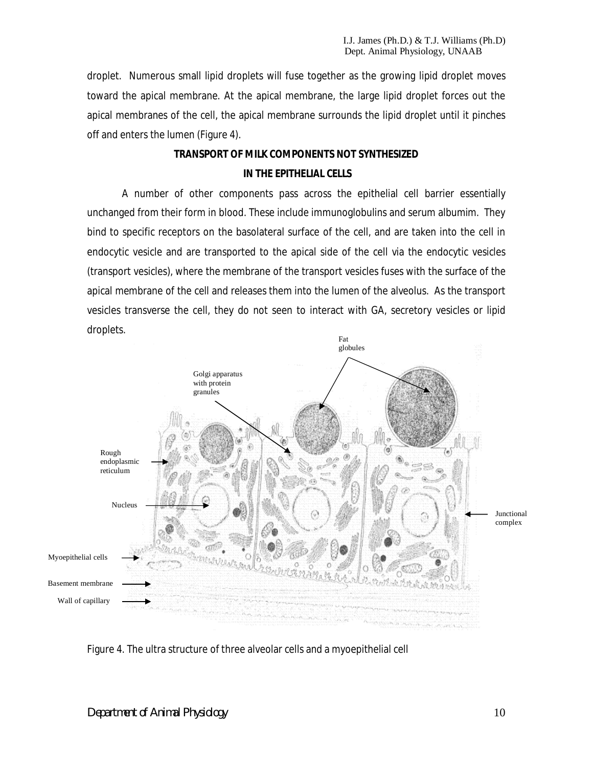droplet. Numerous small lipid droplets will fuse together as the growing lipid droplet moves toward the apical membrane. At the apical membrane, the large lipid droplet forces out the apical membranes of the cell, the apical membrane surrounds the lipid droplet until it pinches off and enters the lumen (Figure 4).

## TRANSPORT OF MILK COMPONENTS NOT SYNTHESIZED IN THE EPITHELIAL CELLS

A number of other components pass across the epithelial cell barrier essentially unchanged from their form in blood. These include immunoglobulins and serum albumim. They bind to specific receptors on the basolateral surface of the cell, and are taken into the cell in endocytic vesicle and are transported to the apical side of the cell via the endocytic vesicles (transport vesicles), where the membrane of the transport vesicles fuses with the surface of the apical membrane of the cell and releases them into the lumen of the alveolus. As the transport vesicles transverse the cell, they do not seen to interact with GA, secretory vesicles or lipid droplets.

Fat globules

Golgi apparatus with protein granules

Rough endoplasmic reticulum

Nucleus

Junctional complex

Myoepithelial cells

Basement membrane

Wall of capillary

Figure 4. The ultra structure of three alveolar cells and a myoepithelial cell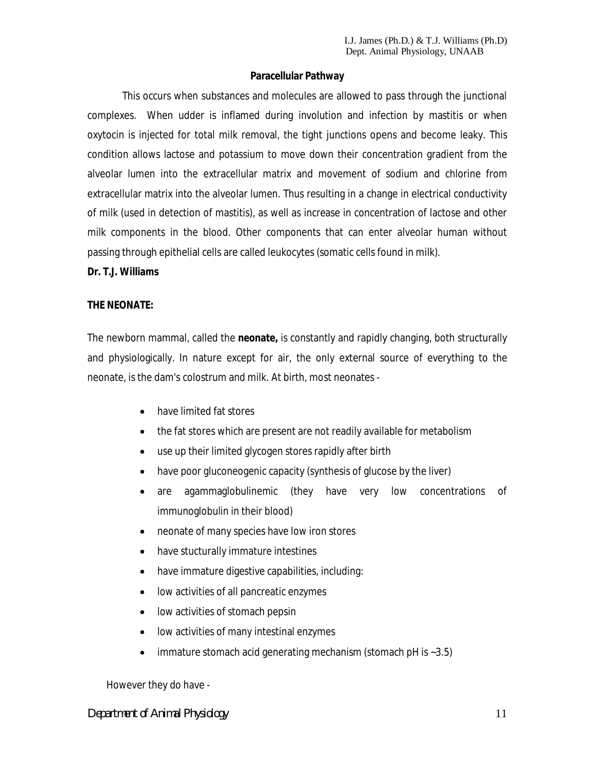### Paracellular Pathway

This occurs when substances and molecules are allowed to pass through the junctional complexes. When udder is inflamed during involution and infection by mastitis or when oxytocin is injected for total milk removal, the tight junctions opens and become leaky. This condition allows lactose and potassium to move down their concentration gradient from the alveolar lumen into the extracellular matrix and movement of sodium and chlorine from extracellular matrix into the alveolar lumen. Thus resulting in a change in electrical conductivity of milk (used in detection of mastitis), as well as increase in concentration of lactose and other milk components in the blood. Other components that can enter alveolar human without passing through epithelial cells are called leukocytes (somatic cells found in milk).

**Dr. T.J. Williams**

**THE NEONATE:**

The newborn mammal, called the **neonate,** is constantly and rapidly changing, both structurally and physiologically. In nature except for air, the only external source of everything to the neonate, is the dam's colostrum and milk. At birth, most neonates -

- have limited fat stores
- the fat stores which are present are not readily available for metabolism
- use up their limited glycogen stores rapidly after birth
- have poor gluconeogenic capacity (synthesis of glucose by the liver)
- are agammaglobulinemic (they have very low concentrations of immunoglobulin in their blood)
- neonate of many species have low iron stores
- have stucturally immature intestines
- have immature digestive capabilities, including:
- low activities of all pancreatic enzymes
- low activities of stomach pepsin
- low activities of many intestinal enzymes
- immature stomach acid generating mechanism (stomach pH is ~3.5)

However they do have -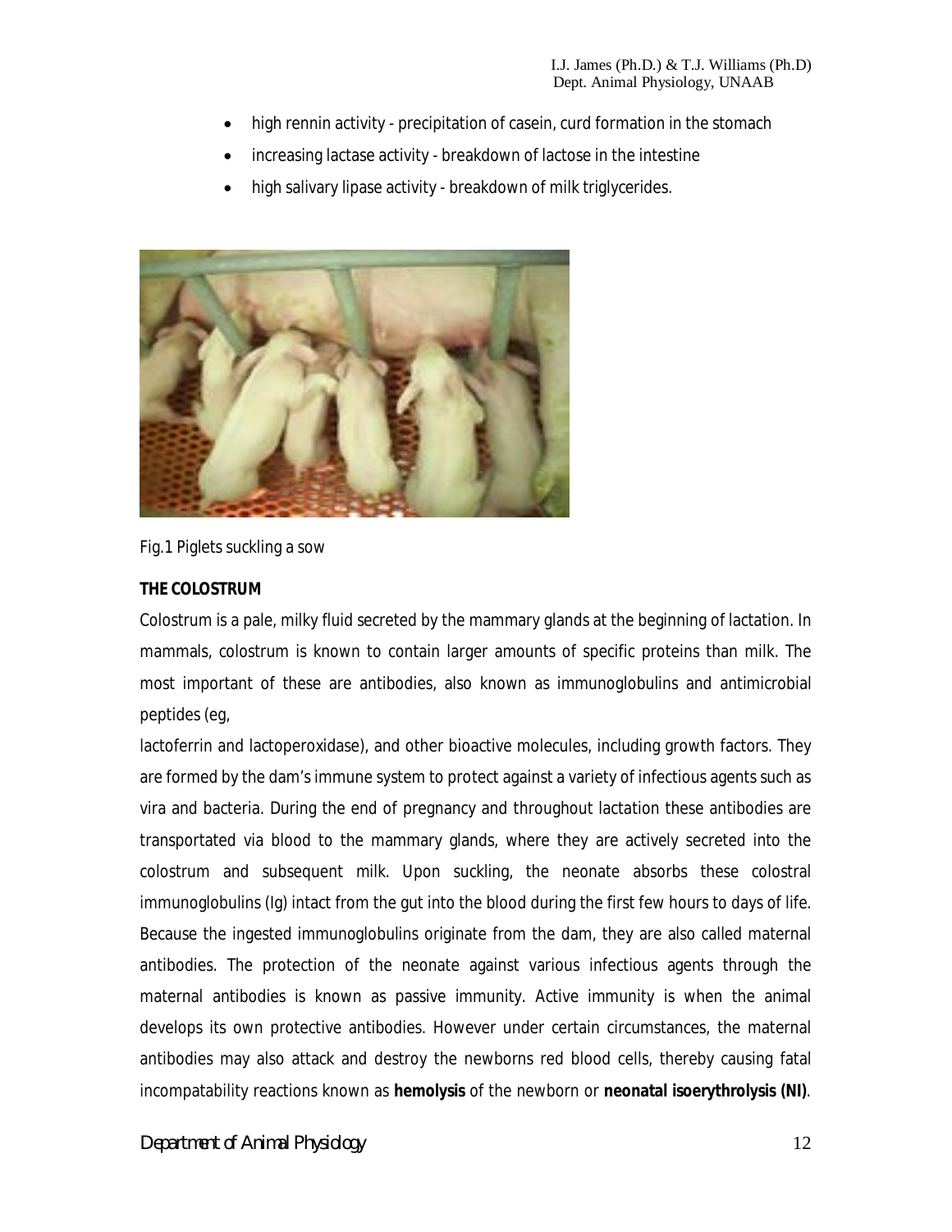- high rennin activity - precipitation of casein, curd formation in the stomach
- increasing lactase activity - breakdown of lactose in the intestine
- high salivary lipase activity - breakdown of milk triglycerides.

Fig.1 Piglets suckling a sow

**THE COLOSTRUM**

Colostrum is a pale, milky fluid secreted by the mammary glands at the beginning of lactation. In mammals, colostrum is known to contain larger amounts of specific proteins than milk. The most important of these are antibodies, also known as immunoglobulins and antimicrobial peptides (eg,

lactoferrin and lactoperoxidase), and other bioactive molecules, including growth factors. They are formed by the dam's immune system to protect against a variety of infectious agents such as vira and bacteria. During the end of pregnancy and throughout lactation these antibodies are transportated via blood to the mammary glands, where they are actively secreted into the colostrum and subsequent milk. Upon suckling, the neonate absorbs these colostral immunoglobulins (Ig) intact from the gut into the blood during the first few hours to days of life. Because the ingested immunoglobulins originate from the dam, they are also called maternal antibodies. The protection of the neonate against various infectious agents through the maternal antibodies is known as passive immunity. Active immunity is when the animal develops its own protective antibodies. However under certain circumstances, the maternal antibodies may also attack and destroy the newborns red blood cells, thereby causing fatal incompatability reactions known as **hemolysis** of the newborn or **neonatal isoerythrolysis (NI)**.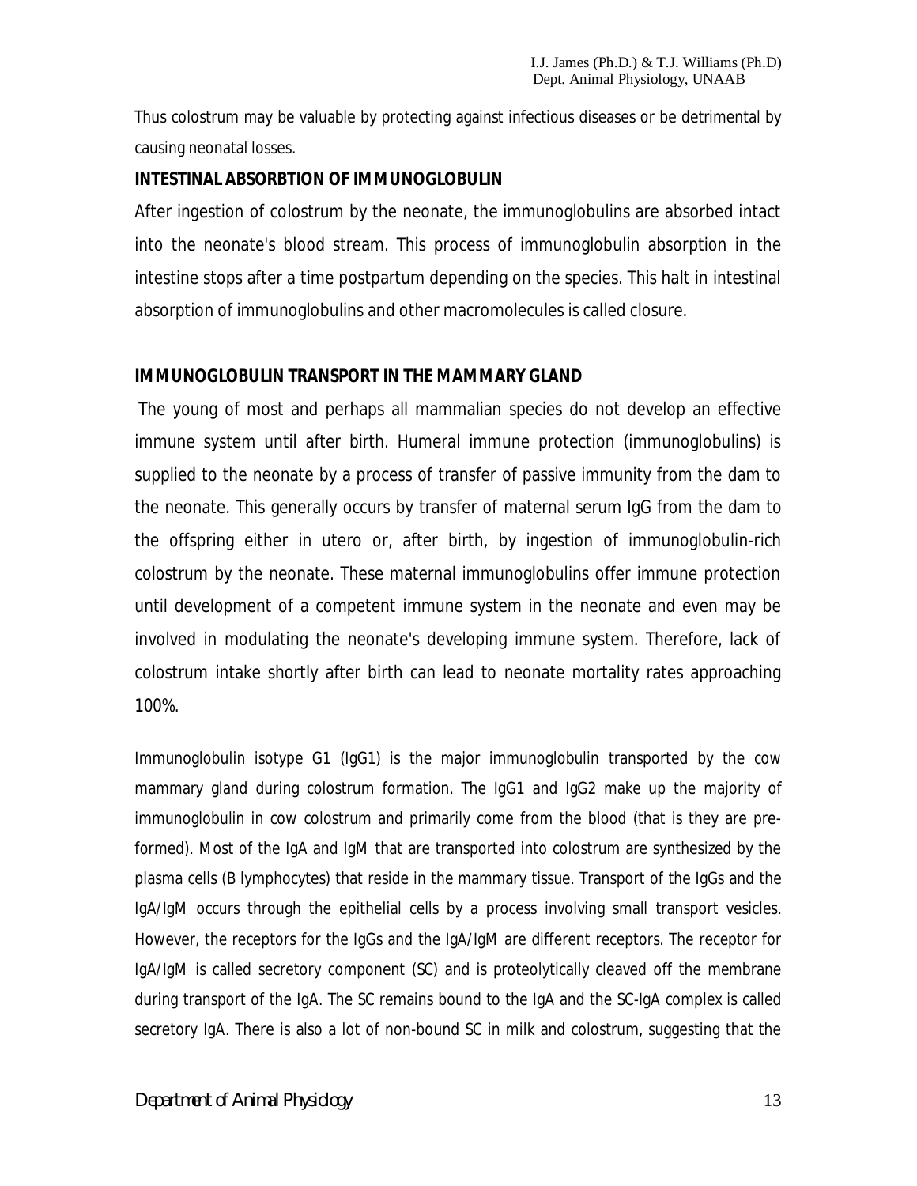Thus colostrum may be valuable by protecting against infectious diseases or be detrimental by causing neonatal losses.

## INTESTINAL ABSORBTION OF IMMUNOGLOBULIN

After ingestion of colostrum by the neonate, the immunoglobulins are absorbed intact into the neonate's blood stream. This process of immunoglobulin absorption in the intestine stops after a time postpartum depending on the species. This halt in intestinal absorption of immunoglobulins and other macromolecules is called closure.

## IMMUNOGLOBULIN TRANSPORT IN THE MAMMARY GLAND

The young of most and perhaps all mammalian species do not develop an effective immune system until after birth. Humeral immune protection (immunoglobulins) is supplied to the neonate by a process of transfer of passive immunity from the dam to the neonate. This generally occurs by transfer of maternal serum IgG from the dam to the offspring either in utero or, after birth, by ingestion of immunoglobulin-rich colostrum by the neonate. These maternal immunoglobulins offer immune protection until development of a competent immune system in the neonate and even may be involved in modulating the neonate's developing immune system. Therefore, lack of colostrum intake shortly after birth can lead to neonate mortality rates approaching 100%.

Immunoglobulin isotype G1 (IgG1) is the major immunoglobulin transported by the cow mammary gland during colostrum formation. The IgG1 and IgG2 make up the majority of immunoglobulin in cow colostrum and primarily come from the blood (that is they are pre-formed). Most of the IgA and IgM that are transported into colostrum are synthesized by the plasma cells (B lymphocytes) that reside in the mammary tissue. Transport of the IgGs and the IgA/IgM occurs through the epithelial cells by a process involving small transport vesicles. However, the receptors for the IgGs and the IgA/IgM are different receptors. The receptor for IgA/IgM is called secretory component (SC) and is proteolytically cleaved off the membrane during transport of the IgA. The SC remains bound to the IgA and the SC-IgA complex is called secretory IgA. There is also a lot of non-bound SC in milk and colostrum, suggesting that the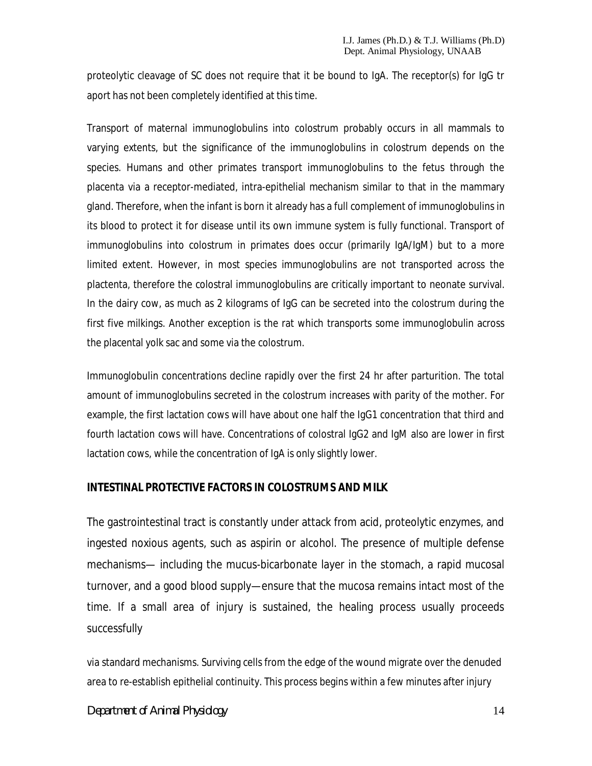proteolytic cleavage of SC does not require that it be bound to IgA. The receptor(s) for IgG tr aport has not been completely identified at this time.

Transport of maternal immunoglobulins into colostrum probably occurs in all mammals to varying extents, but the significance of the immunoglobulins in colostrum depends on the species. Humans and other primates transport immunoglobulins to the fetus through the placenta via a receptor-mediated, intra-epithelial mechanism similar to that in the mammary gland. Therefore, when the infant is born it already has a full complement of immunoglobulins in its blood to protect it for disease until its own immune system is fully functional. Transport of immunoglobulins into colostrum in primates does occur (primarily IgA/IgM) but to a more limited extent. However, in most species immunoglobulins are not transported across the plactenta, therefore the colostral immunoglobulins are critically important to neonate survival. In the dairy cow, as much as 2 kilograms of IgG can be secreted into the colostrum during the first five milkings. Another exception is the rat which transports some immunoglobulin across the placental yolk sac and some via the colostrum.

Immunoglobulin concentrations decline rapidly over the first 24 hr after parturition. The total amount of immunoglobulins secreted in the colostrum increases with parity of the mother. For example, the first lactation cows will have about one half the IgG1 concentration that third and fourth lactation cows will have. Concentrations of colostral IgG2 and IgM also are lower in first lactation cows, while the concentration of IgA is only slightly lower.

**INTESTINAL PROTECTIVE FACTORS IN COLOSTRUMS AND MILK**

The gastrointestinal tract is constantly under attack from acid, proteolytic enzymes, and ingested noxious agents, such as aspirin or alcohol. The presence of multiple defense mechanisms— including the mucus-bicarbonate layer in the stomach, a rapid mucosal turnover, and a good blood supply—ensure that the mucosa remains intact most of the time. If a small area of injury is sustained, the healing process usually proceeds successfully

via standard mechanisms. Surviving cells from the edge of the wound migrate over the denuded area to re-establish epithelial continuity. This process begins within a few minutes after injury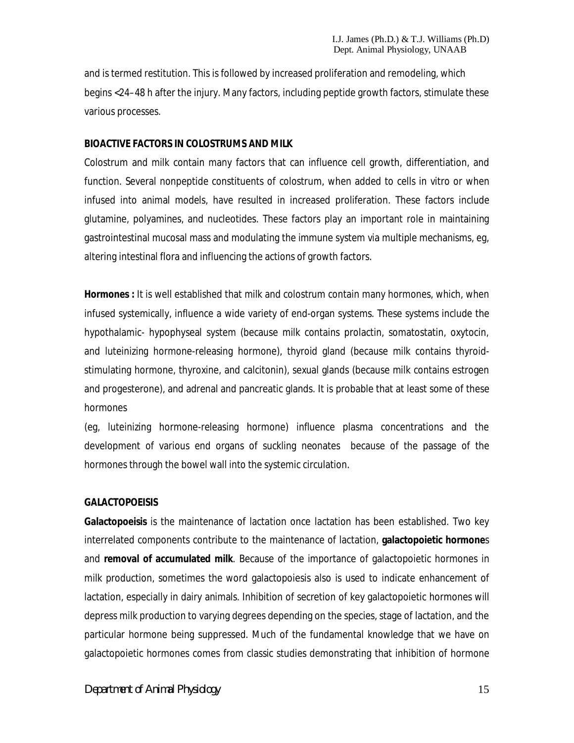and is termed restitution. This is followed by increased proliferation and remodeling, which begins <24–48 h after the injury. Many factors, including peptide growth factors, stimulate these various processes.

**BIOACTIVE FACTORS IN COLOSTRUMS AND MILK**

Colostrum and milk contain many factors that can influence cell growth, differentiation, and function. Several nonpeptide constituents of colostrum, when added to cells in vitro or when infused into animal models, have resulted in increased proliferation. These factors include glutamine, polyamines, and nucleotides. These factors play an important role in maintaining gastrointestinal mucosal mass and modulating the immune system via multiple mechanisms, eg, altering intestinal flora and influencing the actions of growth factors.

**Hormones :** It is well established that milk and colostrum contain many hormones, which, when infused systemically, influence a wide variety of end-organ systems. These systems include the hypothalamic- hypophyseal system (because milk contains prolactin, somatostatin, oxytocin, and luteinizing hormone-releasing hormone), thyroid gland (because milk contains thyroid-stimulating hormone, thyroxine, and calcitonin), sexual glands (because milk contains estrogen and progesterone), and adrenal and pancreatic glands. It is probable that at least some of these hormones

(eg, luteinizing hormone-releasing hormone) influence plasma concentrations and the development of various end organs of suckling neonates because of the passage of the hormones through the bowel wall into the systemic circulation.

**GALACTOPOEISIS**

**Galactopoeisis** is the maintenance of lactation once lactation has been established. Two key interrelated components contribute to the maintenance of lactation, **galactopoietic hormone**s and **removal of accumulated milk**. Because of the importance of galactopoietic hormones in milk production, sometimes the word galactopoiesis also is used to indicate enhancement of lactation, especially in dairy animals. Inhibition of secretion of key galactopoietic hormones will depress milk production to varying degrees depending on the species, stage of lactation, and the particular hormone being suppressed. Much of the fundamental knowledge that we have on galactopoietic hormones comes from classic studies demonstrating that inhibition of hormone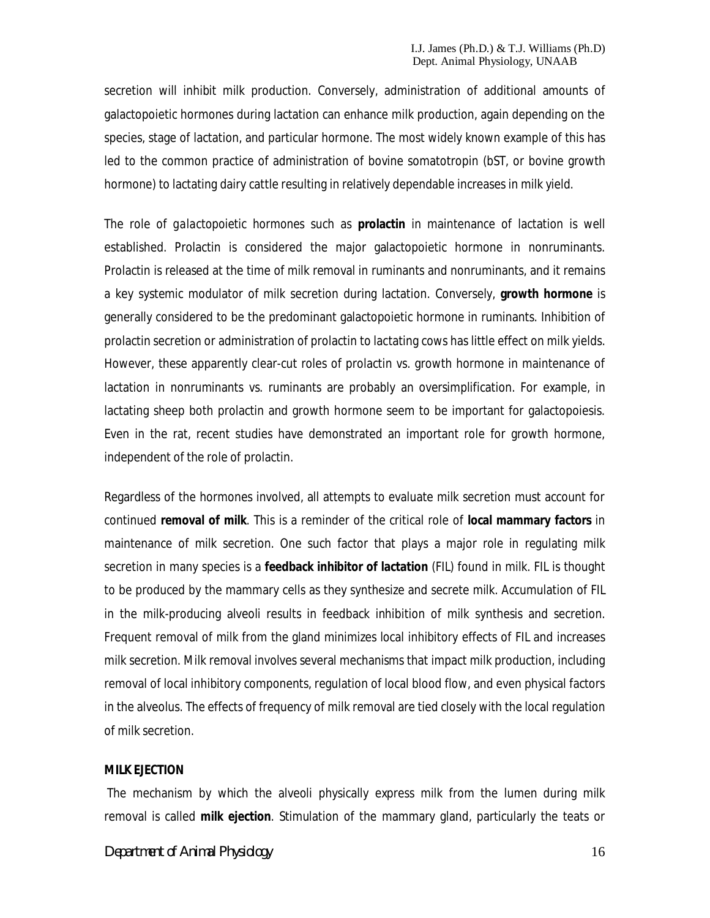secretion will inhibit milk production. Conversely, administration of additional amounts of galactopoietic hormones during lactation can enhance milk production, again depending on the species, stage of lactation, and particular hormone. The most widely known example of this has led to the common practice of administration of bovine somatotropin (bST, or bovine growth hormone) to lactating dairy cattle resulting in relatively dependable increases in milk yield.

The role of galactopoietic hormones such as **prolactin** in maintenance of lactation is well established. Prolactin is considered the major galactopoietic hormone in nonruminants. Prolactin is released at the time of milk removal in ruminants and nonruminants, and it remains a key systemic modulator of milk secretion during lactation. Conversely, **growth hormone** is generally considered to be the predominant galactopoietic hormone in ruminants. Inhibition of prolactin secretion or administration of prolactin to lactating cows has little effect on milk yields. However, these apparently clear-cut roles of prolactin vs. growth hormone in maintenance of lactation in nonruminants vs. ruminants are probably an oversimplification. For example, in lactating sheep both prolactin and growth hormone seem to be important for galactopoiesis. Even in the rat, recent studies have demonstrated an important role for growth hormone, independent of the role of prolactin.

Regardless of the hormones involved, all attempts to evaluate milk secretion must account for continued **removal of milk**. This is a reminder of the critical role of **local mammary factors** in maintenance of milk secretion. One such factor that plays a major role in regulating milk secretion in many species is a **feedback inhibitor of lactation** (FIL) found in milk. FIL is thought to be produced by the mammary cells as they synthesize and secrete milk. Accumulation of FIL in the milk-producing alveoli results in feedback inhibition of milk synthesis and secretion. Frequent removal of milk from the gland minimizes local inhibitory effects of FIL and increases milk secretion. Milk removal involves several mechanisms that impact milk production, including removal of local inhibitory components, regulation of local blood flow, and even physical factors in the alveolus. The effects of frequency of milk removal are tied closely with the local regulation of milk secretion.

**MILK EJECTION**

The mechanism by which the alveoli physically express milk from the lumen during milk removal is called **milk ejection**. Stimulation of the mammary gland, particularly the teats or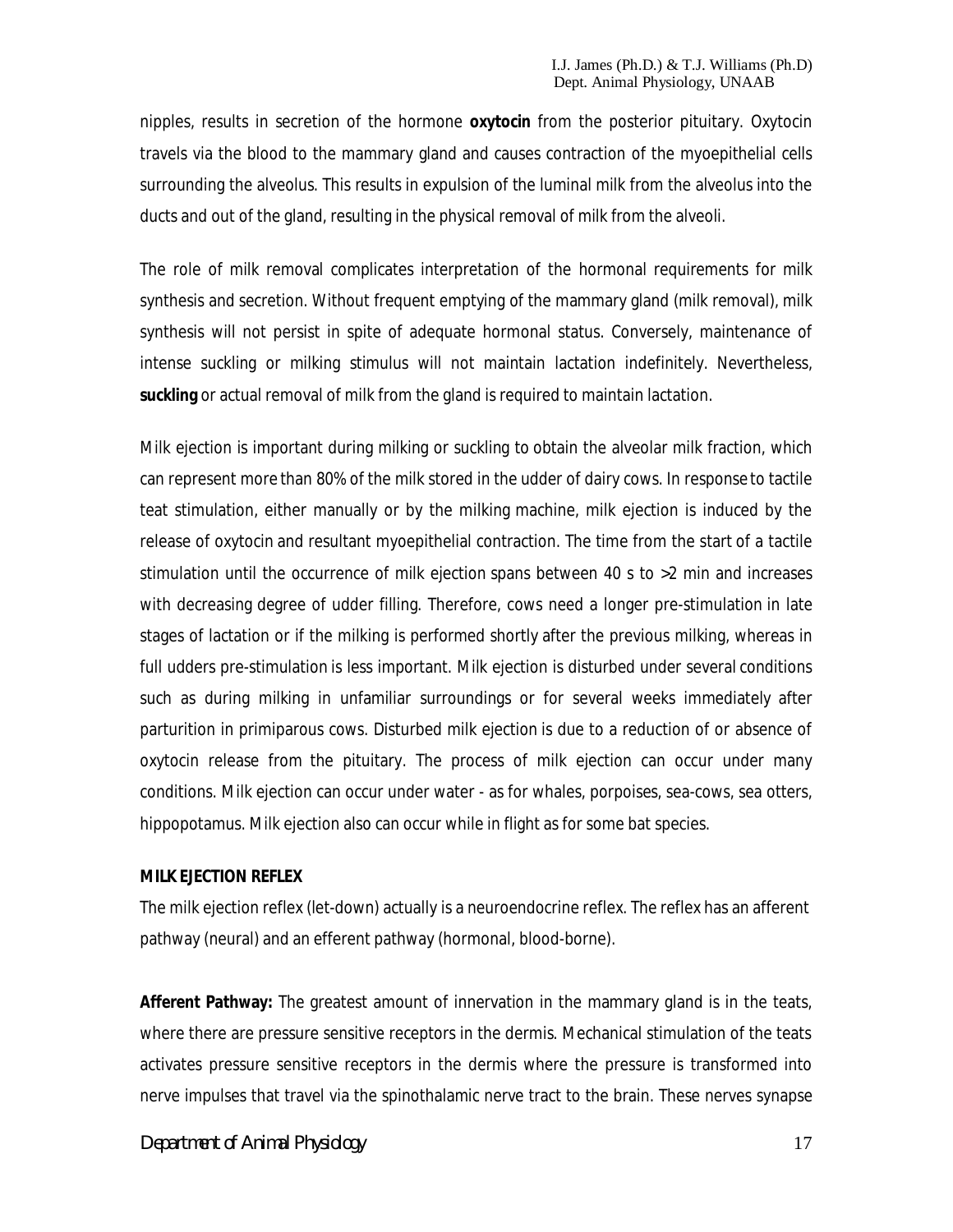nipples, results in secretion of the hormone **oxytocin** from the posterior pituitary. Oxytocin travels via the blood to the mammary gland and causes contraction of the myoepithelial cells surrounding the alveolus. This results in expulsion of the luminal milk from the alveolus into the ducts and out of the gland, resulting in the physical removal of milk from the alveoli.

The role of milk removal complicates interpretation of the hormonal requirements for milk synthesis and secretion. Without frequent emptying of the mammary gland (milk removal), milk synthesis will not persist in spite of adequate hormonal status. Conversely, maintenance of intense suckling or milking stimulus will not maintain lactation indefinitely. Nevertheless, **suckling** or actual removal of milk from the gland is required to maintain lactation.

Milk ejection is important during milking or suckling to obtain the alveolar milk fraction, which can represent more than 80% of the milk stored in the udder of dairy cows. In response to tactile teat stimulation, either manually or by the milking machine, milk ejection is induced by the release of oxytocin and resultant myoepithelial contraction. The time from the start of a tactile stimulation until the occurrence of milk ejection spans between 40 s to >2 min and increases with decreasing degree of udder filling. Therefore, cows need a longer pre-stimulation in late stages of lactation or if the milking is performed shortly after the previous milking, whereas in full udders pre-stimulation is less important. Milk ejection is disturbed under several conditions such as during milking in unfamiliar surroundings or for several weeks immediately after parturition in primiparous cows. Disturbed milk ejection is due to a reduction of or absence of oxytocin release from the pituitary. The process of milk ejection can occur under many conditions. Milk ejection can occur under water - as for whales, porpoises, sea-cows, sea otters, hippopotamus. Milk ejection also can occur while in flight as for some bat species.

**MILK EJECTION REFLEX**

The milk ejection reflex (let-down) actually is a neuroendocrine reflex. The reflex has an afferent pathway (neural) and an efferent pathway (hormonal, blood-borne).

**Afferent Pathway:** The greatest amount of innervation in the mammary gland is in the teats, where there are pressure sensitive receptors in the dermis. Mechanical stimulation of the teats activates pressure sensitive receptors in the dermis where the pressure is transformed into nerve impulses that travel via the spinothalamic nerve tract to the brain. These nerves synapse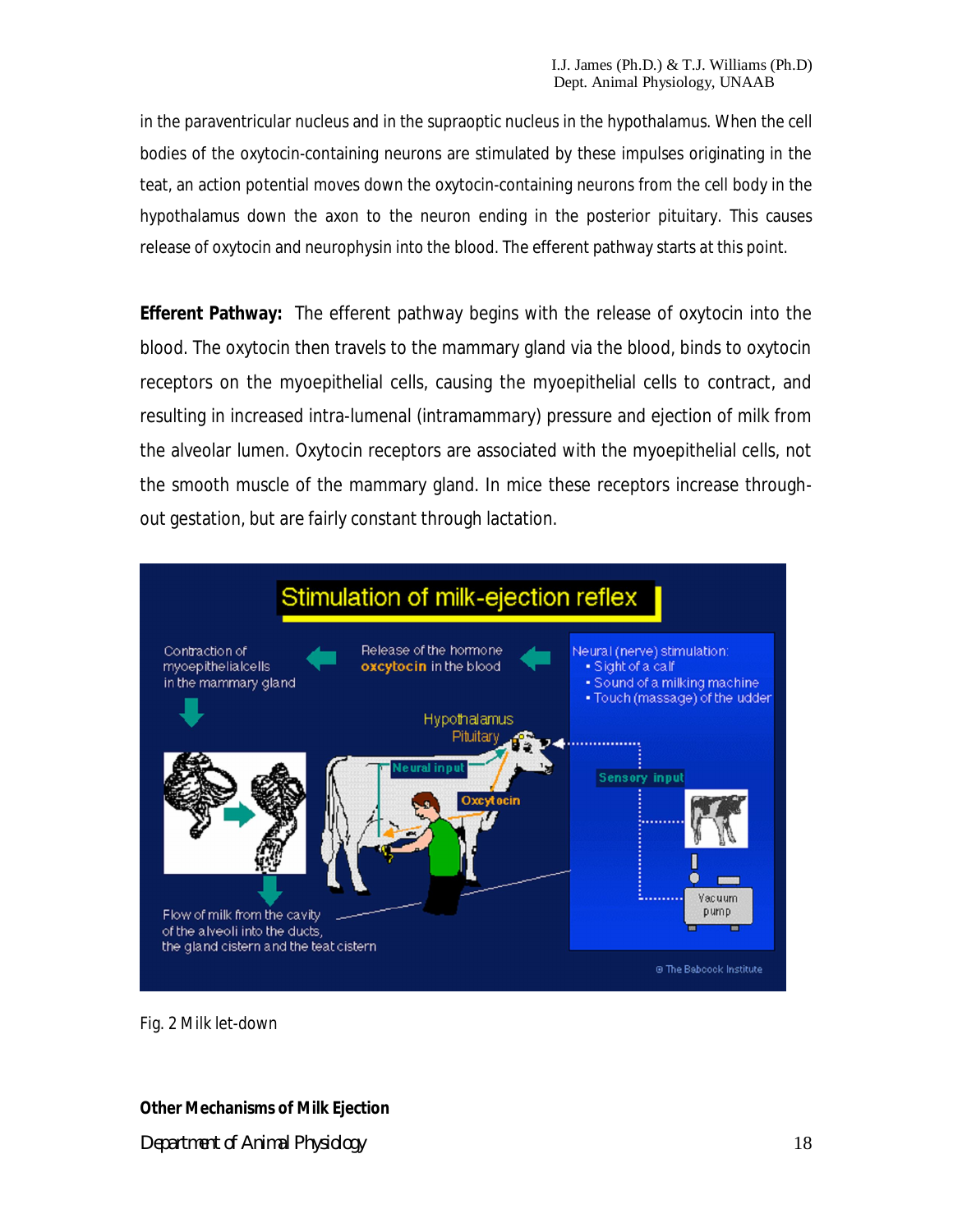in the paraventricular nucleus and in the supraoptic nucleus in the hypothalamus. When the cell bodies of the oxytocin-containing neurons are stimulated by these impulses originating in the teat, an action potential moves down the oxytocin-containing neurons from the cell body in the hypothalamus down the axon to the neuron ending in the posterior pituitary. This causes release of oxytocin and neurophysin into the blood. The efferent pathway starts at this point.

**Efferent Pathway:** The efferent pathway begins with the release of oxytocin into the blood. The oxytocin then travels to the mammary gland via the blood, binds to oxytocin receptors on the myoepithelial cells, causing the myoepithelial cells to contract, and resulting in increased intra-lumenal (intramammary) pressure and ejection of milk from the alveolar lumen. Oxytocin receptors are associated with the myoepithelial cells, not the smooth muscle of the mammary gland. In mice these receptors increase throughout gestation, but are fairly constant through lactation.

Fig. 2 Milk let-down

**Other Mechanisms of Milk Ejection**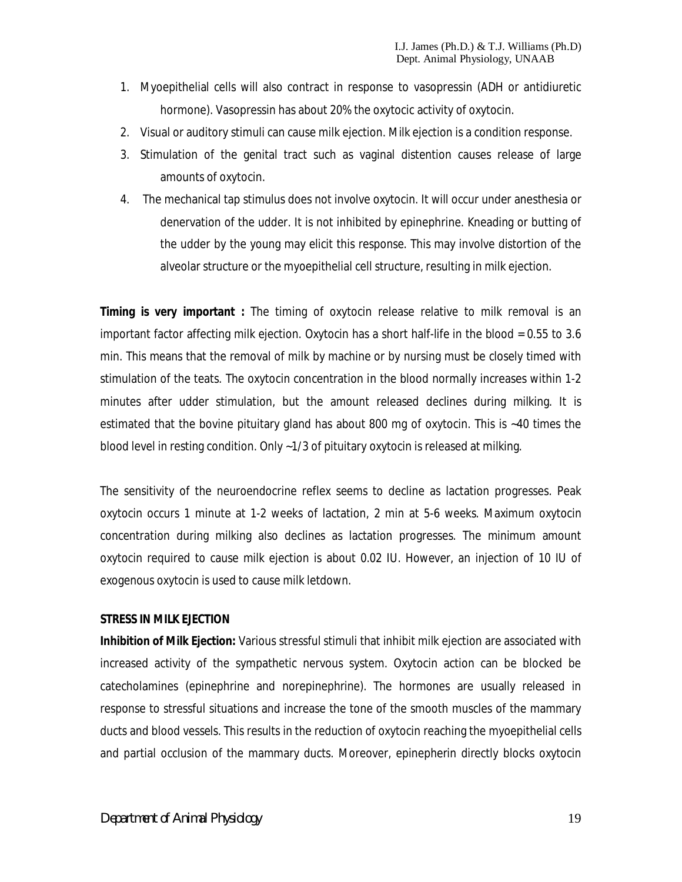1. Myoepithelial cells will also contract in response to vasopressin (ADH or antidiuretic hormone). Vasopressin has about 20% the oxytocic activity of oxytocin.
2. Visual or auditory stimuli can cause milk ejection. Milk ejection is a condition response.
3. Stimulation of the genital tract such as vaginal distention causes release of large amounts of oxytocin.
4. The mechanical tap stimulus does not involve oxytocin. It will occur under anesthesia or denervation of the udder. It is not inhibited by epinephrine. Kneading or butting of the udder by the young may elicit this response. This may involve distortion of the alveolar structure or the myoepithelial cell structure, resulting in milk ejection.

**Timing is very important :** The timing of oxytocin release relative to milk removal is an important factor affecting milk ejection. Oxytocin has a short half-life in the blood = 0.55 to 3.6 min. This means that the removal of milk by machine or by nursing must be closely timed with stimulation of the teats. The oxytocin concentration in the blood normally increases within 1-2 minutes after udder stimulation, but the amount released declines during milking. It is estimated that the bovine pituitary gland has about 800 mg of oxytocin. This is ~40 times the blood level in resting condition. Only ~1/3 of pituitary oxytocin is released at milking.

The sensitivity of the neuroendocrine reflex seems to decline as lactation progresses. Peak oxytocin occurs 1 minute at 1-2 weeks of lactation, 2 min at 5-6 weeks. Maximum oxytocin concentration during milking also declines as lactation progresses. The minimum amount oxytocin required to cause milk ejection is about 0.02 IU. However, an injection of 10 IU of exogenous oxytocin is used to cause milk letdown.

**STRESS IN MILK EJECTION**

**Inhibition of Milk Ejection:** Various stressful stimuli that inhibit milk ejection are associated with increased activity of the sympathetic nervous system. Oxytocin action can be blocked be catecholamines (epinephrine and norepinephrine). The hormones are usually released in response to stressful situations and increase the tone of the smooth muscles of the mammary ducts and blood vessels. This results in the reduction of oxytocin reaching the myoepithelial cells and partial occlusion of the mammary ducts. Moreover, epinepherin directly blocks oxytocin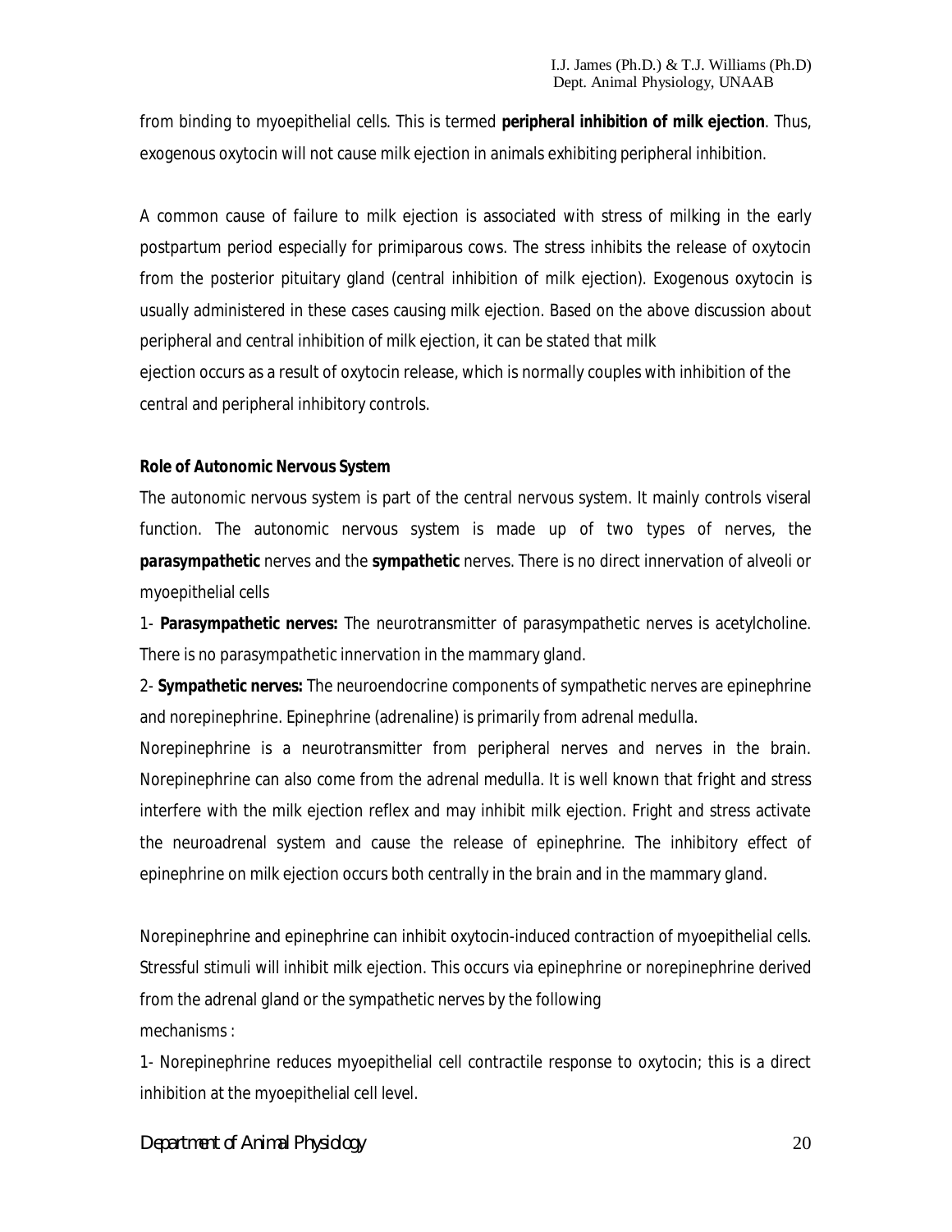from binding to myoepithelial cells. This is termed **peripheral inhibition of milk ejection**. Thus, exogenous oxytocin will not cause milk ejection in animals exhibiting peripheral inhibition.

A common cause of failure to milk ejection is associated with stress of milking in the early postpartum period especially for primiparous cows. The stress inhibits the release of oxytocin from the posterior pituitary gland (central inhibition of milk ejection). Exogenous oxytocin is usually administered in these cases causing milk ejection. Based on the above discussion about peripheral and central inhibition of milk ejection, it can be stated that milk ejection occurs as a result of oxytocin release, which is normally couples with inhibition of the central and peripheral inhibitory controls.

**Role of Autonomic Nervous System**

The autonomic nervous system is part of the central nervous system. It mainly controls viseral function. The autonomic nervous system is made up of two types of nerves, the ***parasympathetic*** nerves and the **sympathetic** nerves. There is no direct innervation of alveoli or myoepithelial cells

1- **Parasympathetic nerves:** The neurotransmitter of parasympathetic nerves is acetylcholine. There is no parasympathetic innervation in the mammary gland.

2- **Sympathetic nerves:** The neuroendocrine components of sympathetic nerves are epinephrine and norepinephrine. Epinephrine (adrenaline) is primarily from adrenal medulla. Norepinephrine is a neurotransmitter from peripheral nerves and nerves in the brain. Norepinephrine can also come from the adrenal medulla. It is well known that fright and stress interfere with the milk ejection reflex and may inhibit milk ejection. Fright and stress activate the neuroadrenal system and cause the release of epinephrine. The inhibitory effect of epinephrine on milk ejection occurs both centrally in the brain and in the mammary gland.

Norepinephrine and epinephrine can inhibit oxytocin-induced contraction of myoepithelial cells. Stressful stimuli will inhibit milk ejection. This occurs via epinephrine or norepinephrine derived from the adrenal gland or the sympathetic nerves by the following mechanisms :

1- Norepinephrine reduces myoepithelial cell contractile response to oxytocin; this is a direct inhibition at the myoepithelial cell level.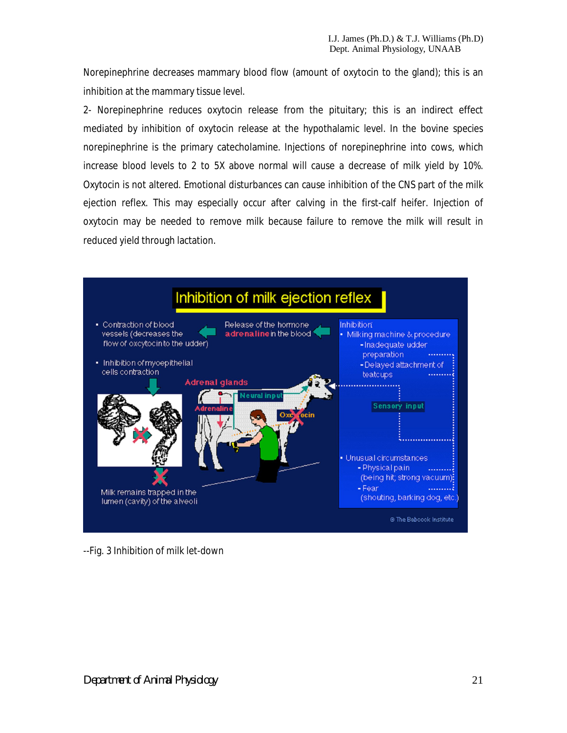Norepinephrine decreases mammary blood flow (amount of oxytocin to the gland); this is an inhibition at the mammary tissue level.

2- Norepinephrine reduces oxytocin release from the pituitary; this is an indirect effect mediated by inhibition of oxytocin release at the hypothalamic level. In the bovine species norepinephrine is the primary catecholamine. Injections of norepinephrine into cows, which increase blood levels to 2 to 5X above normal will cause a decrease of milk yield by 10%. Oxytocin is not altered. Emotional disturbances can cause inhibition of the CNS part of the milk ejection reflex. This may especially occur after calving in the first-calf heifer. Injection of oxytocin may be needed to remove milk because failure to remove the milk will result in reduced yield through lactation.

Inhibition of milk ejection reflex

- Contraction of blood vessels (decreases the flow of oxcytocin to the udder)
- Inhibition of myoepithelial cells contraction

Release of the hormone adrenaline in the blood

Inhibition
- Milking machine & procedure
  - Inadequate udder preparation
  - Delayed attachment of teatcups

Adrenal glands

Neural input

Adrenaline

Oxytocin

Sensory input

- Unusual circumstances
  - Physical pain (being hit, strong vacuum)
  - Fear (shouting, barking dog, etc.)

Milk remains trapped in the lumen (cavity) of the alveoli

© The Babcock Institute

--Fig. 3 Inhibition of milk let-down